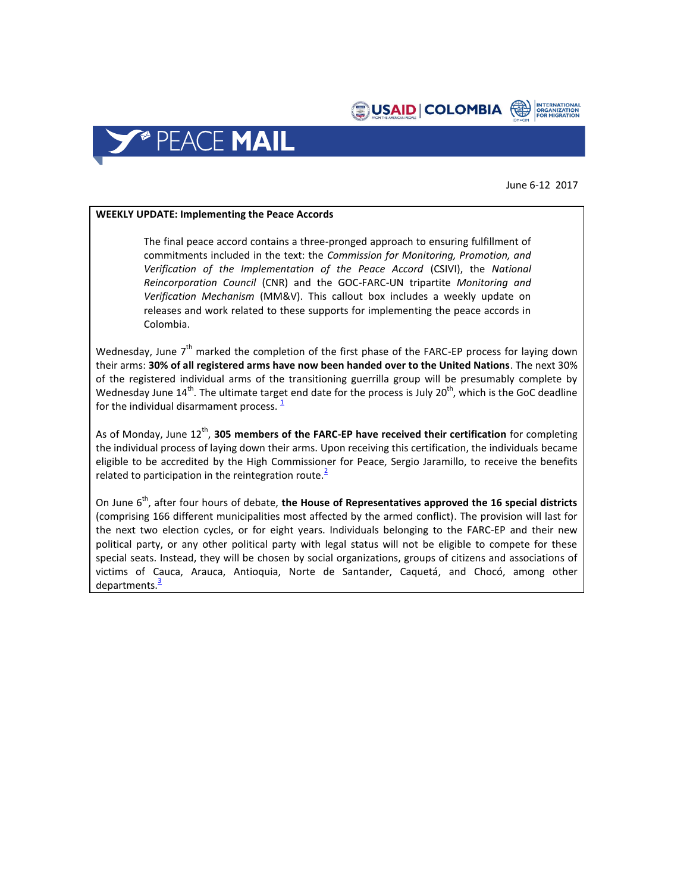USAID | COLOMBIA

INTERNATIONAL ORGANIZATION FOR MIGRATION

# PEACE MAIL

June 6-12 2017

**WEEKLY UPDATE: Implementing the Peace Accords**

> The final peace accord contains a three-pronged approach to ensuring fulfillment of commitments included in the text: the *Commission for Monitoring, Promotion, and Verification of the Implementation of the Peace Accord* (CSIVI), the *National Reincorporation Council* (CNR) and the GOC-FARC-UN tripartite *Monitoring and Verification Mechanism* (MM&V). This callout box includes a weekly update on releases and work related to these supports for implementing the peace accords in Colombia.

Wednesday, June 7th marked the completion of the first phase of the FARC-EP process for laying down their arms: **30% of all registered arms have now been handed over to the United Nations**. The next 30% of the registered individual arms of the transitioning guerrilla group will be presumably complete by Wednesday June 14th. The ultimate target end date for the process is July 20th, which is the GoC deadline for the individual disarmament process. [1]

As of Monday, June 12th, **305 members of the FARC-EP have received their certification** for completing the individual process of laying down their arms. Upon receiving this certification, the individuals became eligible to be accredited by the High Commissioner for Peace, Sergio Jaramillo, to receive the benefits related to participation in the reintegration route.[2]

On June 6th, after four hours of debate, **the House of Representatives approved the 16 special districts** (comprising 166 different municipalities most affected by the armed conflict). The provision will last for the next two election cycles, or for eight years. Individuals belonging to the FARC-EP and their new political party, or any other political party with legal status will not be eligible to compete for these special seats. Instead, they will be chosen by social organizations, groups of citizens and associations of victims of Cauca, Arauca, Antioquia, Norte de Santander, Caquetá, and Chocó, among other departments.[3]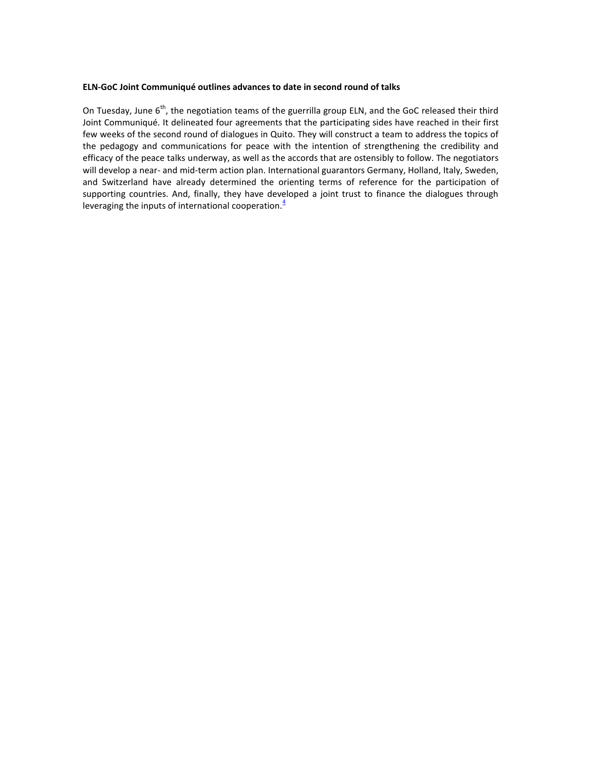**ELN-GoC Joint Communiqué outlines advances to date in second round of talks**

On Tuesday, June 6th, the negotiation teams of the guerrilla group ELN, and the GoC released their third Joint Communiqué. It delineated four agreements that the participating sides have reached in their first few weeks of the second round of dialogues in Quito. They will construct a team to address the topics of the pedagogy and communications for peace with the intention of strengthening the credibility and efficacy of the peace talks underway, as well as the accords that are ostensibly to follow. The negotiators will develop a near- and mid-term action plan. International guarantors Germany, Holland, Italy, Sweden, and Switzerland have already determined the orienting terms of reference for the participation of supporting countries. And, finally, they have developed a joint trust to finance the dialogues through leveraging the inputs of international cooperation.[4]